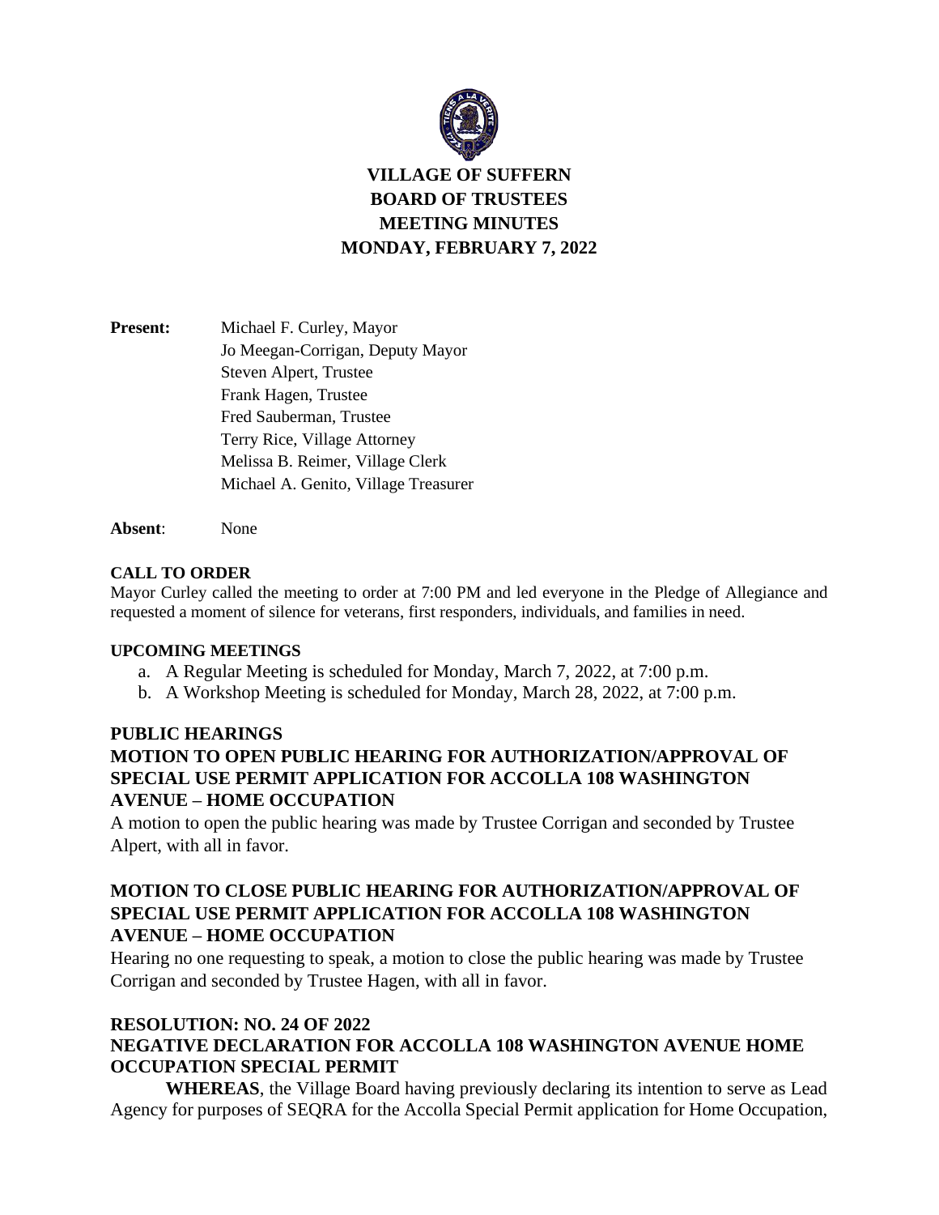# VILLAGE OF SUFFERN
# BOARD OF TRUSTEES
# MEETING MINUTES
# MONDAY, FEBRUARY 7, 2022

**Present:** Michael F. Curley, Mayor
Jo Meegan-Corrigan, Deputy Mayor
Steven Alpert, Trustee
Frank Hagen, Trustee
Fred Sauberman, Trustee
Terry Rice, Village Attorney
Melissa B. Reimer, Village Clerk
Michael A. Genito, Village Treasurer

**Absent**: None

**CALL TO ORDER**

Mayor Curley called the meeting to order at 7:00 PM and led everyone in the Pledge of Allegiance and requested a moment of silence for veterans, first responders, individuals, and families in need.

**UPCOMING MEETINGS**

a. A Regular Meeting is scheduled for Monday, March 7, 2022, at 7:00 p.m.
b. A Workshop Meeting is scheduled for Monday, March 28, 2022, at 7:00 p.m.

**PUBLIC HEARINGS**

**MOTION TO OPEN PUBLIC HEARING FOR AUTHORIZATION/APPROVAL OF SPECIAL USE PERMIT APPLICATION FOR ACCOLLA 108 WASHINGTON AVENUE – HOME OCCUPATION**

A motion to open the public hearing was made by Trustee Corrigan and seconded by Trustee Alpert, with all in favor.

**MOTION TO CLOSE PUBLIC HEARING FOR AUTHORIZATION/APPROVAL OF SPECIAL USE PERMIT APPLICATION FOR ACCOLLA 108 WASHINGTON AVENUE – HOME OCCUPATION**

Hearing no one requesting to speak, a motion to close the public hearing was made by Trustee Corrigan and seconded by Trustee Hagen, with all in favor.

**RESOLUTION: NO. 24 OF 2022**
**NEGATIVE DECLARATION FOR ACCOLLA 108 WASHINGTON AVENUE HOME OCCUPATION SPECIAL PERMIT**

**WHEREAS**, the Village Board having previously declaring its intention to serve as Lead Agency for purposes of SEQRA for the Accolla Special Permit application for Home Occupation,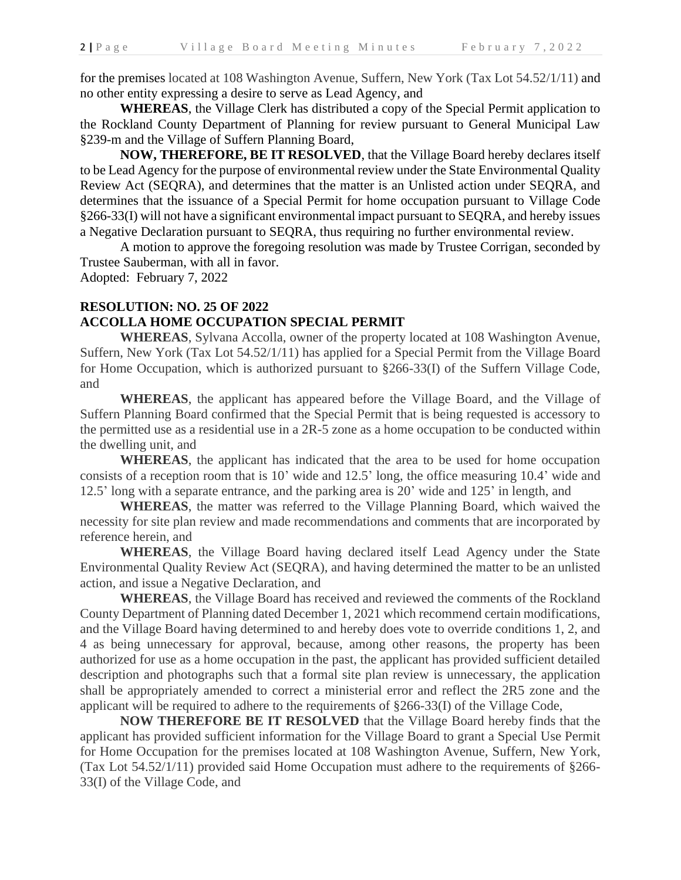for the premises located at 108 Washington Avenue, Suffern, New York (Tax Lot 54.52/1/11) and no other entity expressing a desire to serve as Lead Agency, and

**WHEREAS**, the Village Clerk has distributed a copy of the Special Permit application to the Rockland County Department of Planning for review pursuant to General Municipal Law §239-m and the Village of Suffern Planning Board,

**NOW, THEREFORE, BE IT RESOLVED**, that the Village Board hereby declares itself to be Lead Agency for the purpose of environmental review under the State Environmental Quality Review Act (SEQRA), and determines that the matter is an Unlisted action under SEQRA, and determines that the issuance of a Special Permit for home occupation pursuant to Village Code §266-33(I) will not have a significant environmental impact pursuant to SEQRA, and hereby issues a Negative Declaration pursuant to SEQRA, thus requiring no further environmental review.

A motion to approve the foregoing resolution was made by Trustee Corrigan, seconded by Trustee Sauberman, with all in favor.

Adopted: February 7, 2022

**RESOLUTION: NO. 25 OF 2022**
**ACCOLLA HOME OCCUPATION SPECIAL PERMIT**

**WHEREAS**, Sylvana Accolla, owner of the property located at 108 Washington Avenue, Suffern, New York (Tax Lot 54.52/1/11) has applied for a Special Permit from the Village Board for Home Occupation, which is authorized pursuant to §266-33(I) of the Suffern Village Code, and

**WHEREAS**, the applicant has appeared before the Village Board, and the Village of Suffern Planning Board confirmed that the Special Permit that is being requested is accessory to the permitted use as a residential use in a 2R-5 zone as a home occupation to be conducted within the dwelling unit, and

**WHEREAS**, the applicant has indicated that the area to be used for home occupation consists of a reception room that is 10' wide and 12.5' long, the office measuring 10.4' wide and 12.5' long with a separate entrance, and the parking area is 20' wide and 125' in length, and

**WHEREAS**, the matter was referred to the Village Planning Board, which waived the necessity for site plan review and made recommendations and comments that are incorporated by reference herein, and

**WHEREAS**, the Village Board having declared itself Lead Agency under the State Environmental Quality Review Act (SEQRA), and having determined the matter to be an unlisted action, and issue a Negative Declaration, and

**WHEREAS**, the Village Board has received and reviewed the comments of the Rockland County Department of Planning dated December 1, 2021 which recommend certain modifications, and the Village Board having determined to and hereby does vote to override conditions 1, 2, and 4 as being unnecessary for approval, because, among other reasons, the property has been authorized for use as a home occupation in the past, the applicant has provided sufficient detailed description and photographs such that a formal site plan review is unnecessary, the application shall be appropriately amended to correct a ministerial error and reflect the 2R5 zone and the applicant will be required to adhere to the requirements of §266-33(I) of the Village Code,

**NOW THEREFORE BE IT RESOLVED** that the Village Board hereby finds that the applicant has provided sufficient information for the Village Board to grant a Special Use Permit for Home Occupation for the premises located at 108 Washington Avenue, Suffern, New York, (Tax Lot 54.52/1/11) provided said Home Occupation must adhere to the requirements of §266-33(I) of the Village Code, and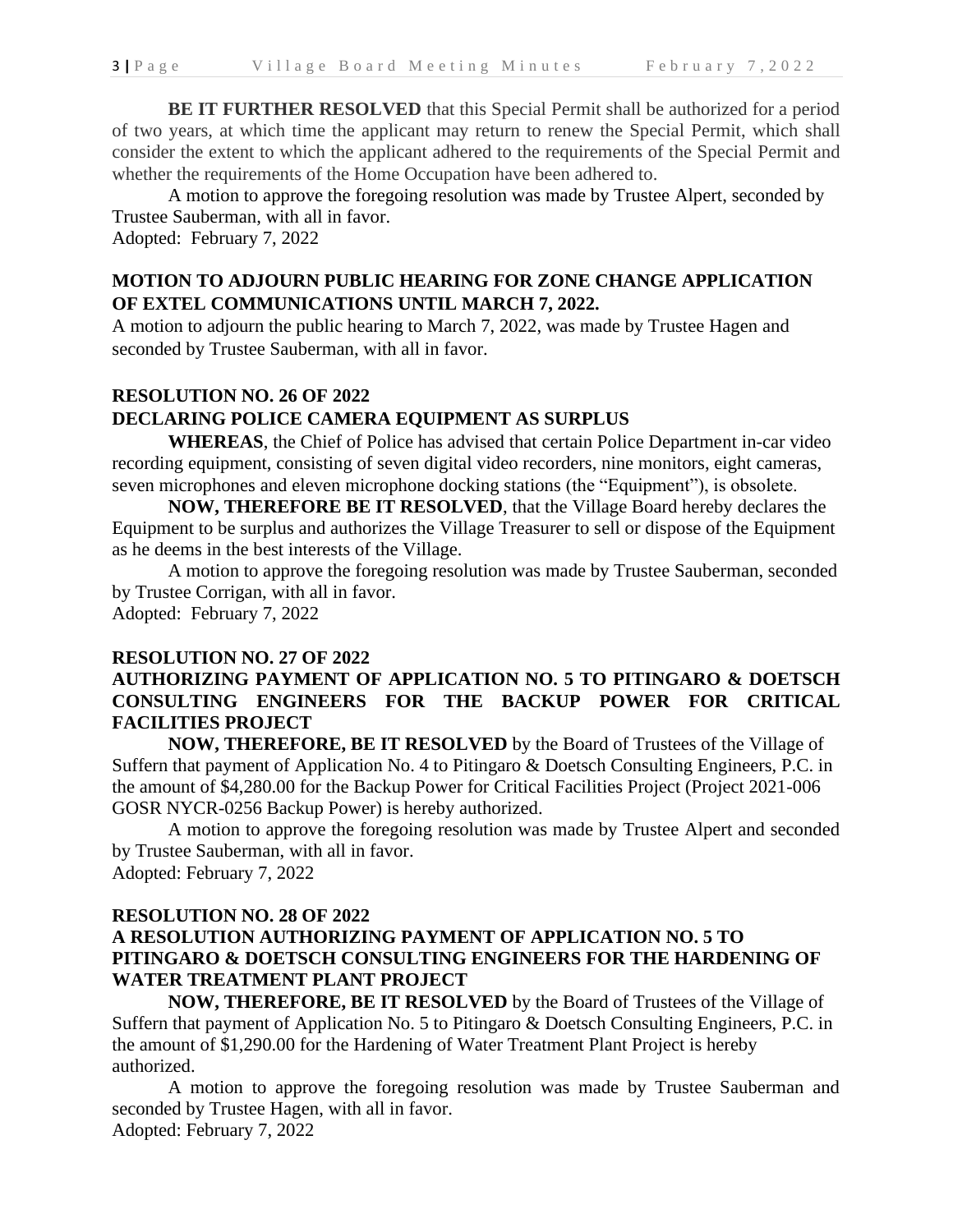**BE IT FURTHER RESOLVED** that this Special Permit shall be authorized for a period of two years, at which time the applicant may return to renew the Special Permit, which shall consider the extent to which the applicant adhered to the requirements of the Special Permit and whether the requirements of the Home Occupation have been adhered to.

A motion to approve the foregoing resolution was made by Trustee Alpert, seconded by Trustee Sauberman, with all in favor.
Adopted: February 7, 2022

**MOTION TO ADJOURN PUBLIC HEARING FOR ZONE CHANGE APPLICATION OF EXTEL COMMUNICATIONS UNTIL MARCH 7, 2022.**

A motion to adjourn the public hearing to March 7, 2022, was made by Trustee Hagen and seconded by Trustee Sauberman, with all in favor.

**RESOLUTION NO. 26 OF 2022**
**DECLARING POLICE CAMERA EQUIPMENT AS SURPLUS**

**WHEREAS**, the Chief of Police has advised that certain Police Department in-car video recording equipment, consisting of seven digital video recorders, nine monitors, eight cameras, seven microphones and eleven microphone docking stations (the "Equipment"), is obsolete.

**NOW, THEREFORE BE IT RESOLVED**, that the Village Board hereby declares the Equipment to be surplus and authorizes the Village Treasurer to sell or dispose of the Equipment as he deems in the best interests of the Village.

A motion to approve the foregoing resolution was made by Trustee Sauberman, seconded by Trustee Corrigan, with all in favor.
Adopted: February 7, 2022

**RESOLUTION NO. 27 OF 2022**
**AUTHORIZING PAYMENT OF APPLICATION NO. 5 TO PITINGARO & DOETSCH CONSULTING ENGINEERS FOR THE BACKUP POWER FOR CRITICAL FACILITIES PROJECT**

**NOW, THEREFORE, BE IT RESOLVED** by the Board of Trustees of the Village of Suffern that payment of Application No. 4 to Pitingaro & Doetsch Consulting Engineers, P.C. in the amount of $4,280.00 for the Backup Power for Critical Facilities Project (Project 2021-006 GOSR NYCR-0256 Backup Power) is hereby authorized.

A motion to approve the foregoing resolution was made by Trustee Alpert and seconded by Trustee Sauberman, with all in favor.
Adopted: February 7, 2022

**RESOLUTION NO. 28 OF 2022**
**A RESOLUTION AUTHORIZING PAYMENT OF APPLICATION NO. 5 TO PITINGARO & DOETSCH CONSULTING ENGINEERS FOR THE HARDENING OF WATER TREATMENT PLANT PROJECT**

**NOW, THEREFORE, BE IT RESOLVED** by the Board of Trustees of the Village of Suffern that payment of Application No. 5 to Pitingaro & Doetsch Consulting Engineers, P.C. in the amount of $1,290.00 for the Hardening of Water Treatment Plant Project is hereby authorized.

A motion to approve the foregoing resolution was made by Trustee Sauberman and seconded by Trustee Hagen, with all in favor.
Adopted: February 7, 2022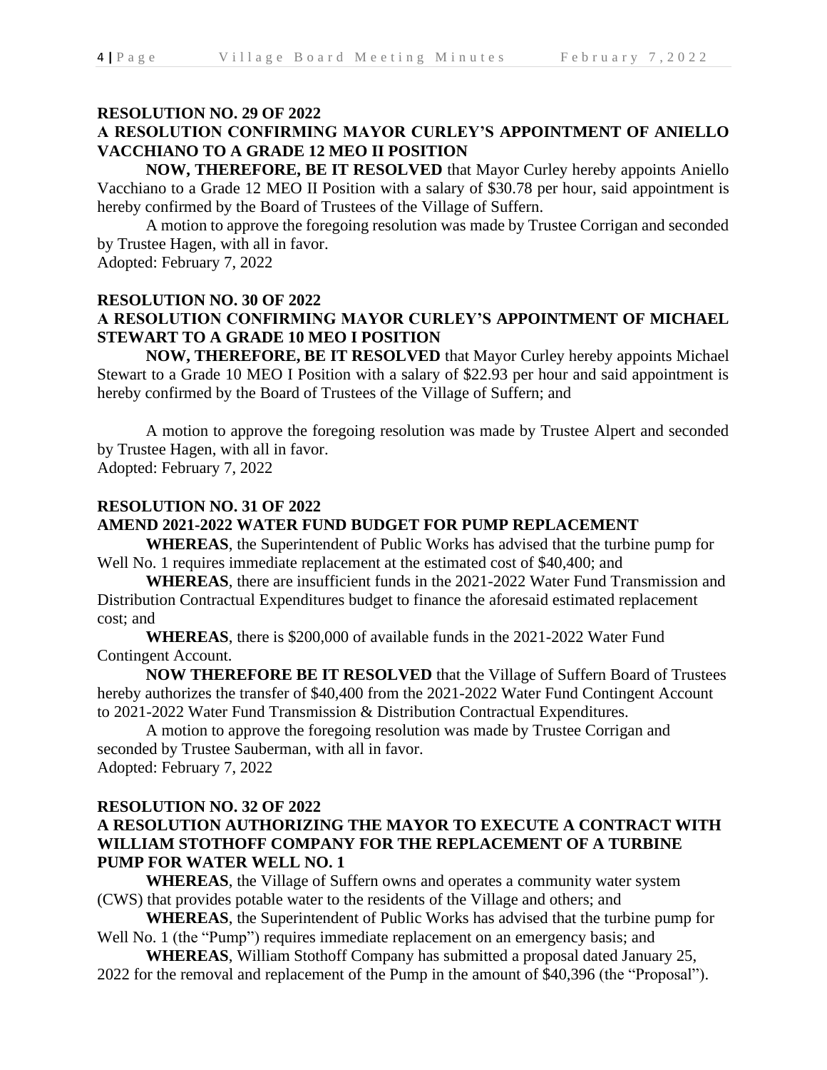**RESOLUTION NO. 29 OF 2022**

**A RESOLUTION CONFIRMING MAYOR CURLEY'S APPOINTMENT OF ANIELLO VACCHIANO TO A GRADE 12 MEO II POSITION**

**NOW, THEREFORE, BE IT RESOLVED** that Mayor Curley hereby appoints Aniello Vacchiano to a Grade 12 MEO II Position with a salary of $30.78 per hour, said appointment is hereby confirmed by the Board of Trustees of the Village of Suffern.

A motion to approve the foregoing resolution was made by Trustee Corrigan and seconded by Trustee Hagen, with all in favor.

Adopted: February 7, 2022

**RESOLUTION NO. 30 OF 2022**

**A RESOLUTION CONFIRMING MAYOR CURLEY'S APPOINTMENT OF MICHAEL STEWART TO A GRADE 10 MEO I POSITION**

**NOW, THEREFORE, BE IT RESOLVED** that Mayor Curley hereby appoints Michael Stewart to a Grade 10 MEO I Position with a salary of $22.93 per hour and said appointment is hereby confirmed by the Board of Trustees of the Village of Suffern; and

A motion to approve the foregoing resolution was made by Trustee Alpert and seconded by Trustee Hagen, with all in favor.

Adopted: February 7, 2022

**RESOLUTION NO. 31 OF 2022**

**AMEND 2021-2022 WATER FUND BUDGET FOR PUMP REPLACEMENT**

**WHEREAS**, the Superintendent of Public Works has advised that the turbine pump for Well No. 1 requires immediate replacement at the estimated cost of $40,400; and

**WHEREAS**, there are insufficient funds in the 2021-2022 Water Fund Transmission and Distribution Contractual Expenditures budget to finance the aforesaid estimated replacement cost; and

**WHEREAS**, there is $200,000 of available funds in the 2021-2022 Water Fund Contingent Account.

**NOW THEREFORE BE IT RESOLVED** that the Village of Suffern Board of Trustees hereby authorizes the transfer of $40,400 from the 2021-2022 Water Fund Contingent Account to 2021-2022 Water Fund Transmission & Distribution Contractual Expenditures.

A motion to approve the foregoing resolution was made by Trustee Corrigan and seconded by Trustee Sauberman, with all in favor.

Adopted: February 7, 2022

**RESOLUTION NO. 32 OF 2022**

**A RESOLUTION AUTHORIZING THE MAYOR TO EXECUTE A CONTRACT WITH WILLIAM STOTHOFF COMPANY FOR THE REPLACEMENT OF A TURBINE PUMP FOR WATER WELL NO. 1**

**WHEREAS**, the Village of Suffern owns and operates a community water system (CWS) that provides potable water to the residents of the Village and others; and

**WHEREAS**, the Superintendent of Public Works has advised that the turbine pump for Well No. 1 (the "Pump") requires immediate replacement on an emergency basis; and

**WHEREAS**, William Stothoff Company has submitted a proposal dated January 25, 2022 for the removal and replacement of the Pump in the amount of $40,396 (the "Proposal").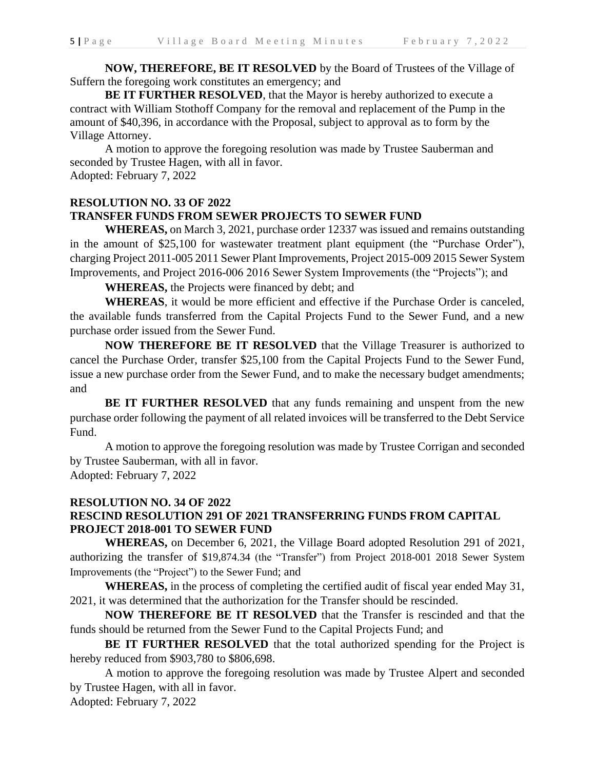**NOW, THEREFORE, BE IT RESOLVED** by the Board of Trustees of the Village of Suffern the foregoing work constitutes an emergency; and

**BE IT FURTHER RESOLVED**, that the Mayor is hereby authorized to execute a contract with William Stothoff Company for the removal and replacement of the Pump in the amount of $40,396, in accordance with the Proposal, subject to approval as to form by the Village Attorney.

A motion to approve the foregoing resolution was made by Trustee Sauberman and seconded by Trustee Hagen, with all in favor.

Adopted: February 7, 2022

**RESOLUTION NO. 33 OF 2022**
**TRANSFER FUNDS FROM SEWER PROJECTS TO SEWER FUND**

**WHEREAS,** on March 3, 2021, purchase order 12337 was issued and remains outstanding in the amount of $25,100 for wastewater treatment plant equipment (the "Purchase Order"), charging Project 2011-005 2011 Sewer Plant Improvements, Project 2015-009 2015 Sewer System Improvements, and Project 2016-006 2016 Sewer System Improvements (the "Projects"); and

**WHEREAS,** the Projects were financed by debt; and

**WHEREAS**, it would be more efficient and effective if the Purchase Order is canceled, the available funds transferred from the Capital Projects Fund to the Sewer Fund, and a new purchase order issued from the Sewer Fund.

**NOW THEREFORE BE IT RESOLVED** that the Village Treasurer is authorized to cancel the Purchase Order, transfer $25,100 from the Capital Projects Fund to the Sewer Fund, issue a new purchase order from the Sewer Fund, and to make the necessary budget amendments; and

**BE IT FURTHER RESOLVED** that any funds remaining and unspent from the new purchase order following the payment of all related invoices will be transferred to the Debt Service Fund.

A motion to approve the foregoing resolution was made by Trustee Corrigan and seconded by Trustee Sauberman, with all in favor.

Adopted: February 7, 2022

**RESOLUTION NO. 34 OF 2022**
**RESCIND RESOLUTION 291 OF 2021 TRANSFERRING FUNDS FROM CAPITAL PROJECT 2018-001 TO SEWER FUND**

**WHEREAS,** on December 6, 2021, the Village Board adopted Resolution 291 of 2021, authorizing the transfer of $19,874.34 (the "Transfer") from Project 2018-001 2018 Sewer System Improvements (the "Project") to the Sewer Fund; and

**WHEREAS,** in the process of completing the certified audit of fiscal year ended May 31, 2021, it was determined that the authorization for the Transfer should be rescinded.

**NOW THEREFORE BE IT RESOLVED** that the Transfer is rescinded and that the funds should be returned from the Sewer Fund to the Capital Projects Fund; and

**BE IT FURTHER RESOLVED** that the total authorized spending for the Project is hereby reduced from $903,780 to $806,698.

A motion to approve the foregoing resolution was made by Trustee Alpert and seconded by Trustee Hagen, with all in favor.

Adopted: February 7, 2022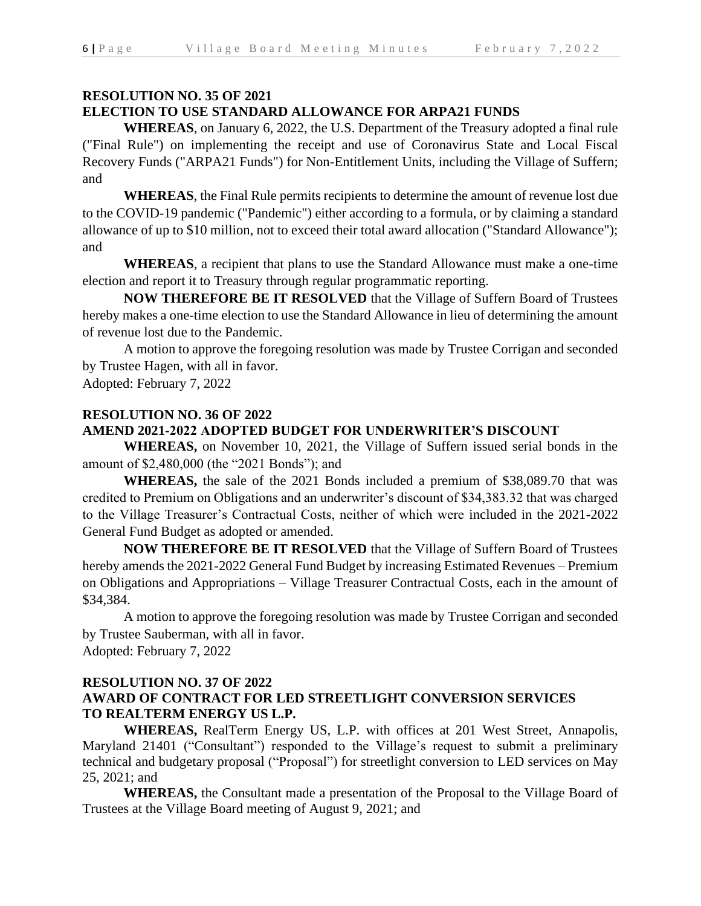**RESOLUTION NO. 35 OF 2021**
**ELECTION TO USE STANDARD ALLOWANCE FOR ARPA21 FUNDS**

**WHEREAS**, on January 6, 2022, the U.S. Department of the Treasury adopted a final rule ("Final Rule") on implementing the receipt and use of Coronavirus State and Local Fiscal Recovery Funds ("ARPA21 Funds") for Non-Entitlement Units, including the Village of Suffern; and

**WHEREAS**, the Final Rule permits recipients to determine the amount of revenue lost due to the COVID-19 pandemic ("Pandemic") either according to a formula, or by claiming a standard allowance of up to $10 million, not to exceed their total award allocation ("Standard Allowance"); and

**WHEREAS**, a recipient that plans to use the Standard Allowance must make a one-time election and report it to Treasury through regular programmatic reporting.

**NOW THEREFORE BE IT RESOLVED** that the Village of Suffern Board of Trustees hereby makes a one-time election to use the Standard Allowance in lieu of determining the amount of revenue lost due to the Pandemic.

A motion to approve the foregoing resolution was made by Trustee Corrigan and seconded by Trustee Hagen, with all in favor.

Adopted: February 7, 2022

**RESOLUTION NO. 36 OF 2022**
**AMEND 2021-2022 ADOPTED BUDGET FOR UNDERWRITER'S DISCOUNT**

**WHEREAS,** on November 10, 2021, the Village of Suffern issued serial bonds in the amount of $2,480,000 (the "2021 Bonds"); and

**WHEREAS,** the sale of the 2021 Bonds included a premium of $38,089.70 that was credited to Premium on Obligations and an underwriter's discount of $34,383.32 that was charged to the Village Treasurer's Contractual Costs, neither of which were included in the 2021-2022 General Fund Budget as adopted or amended.

**NOW THEREFORE BE IT RESOLVED** that the Village of Suffern Board of Trustees hereby amends the 2021-2022 General Fund Budget by increasing Estimated Revenues – Premium on Obligations and Appropriations – Village Treasurer Contractual Costs, each in the amount of $34,384.

A motion to approve the foregoing resolution was made by Trustee Corrigan and seconded by Trustee Sauberman, with all in favor.

Adopted: February 7, 2022

**RESOLUTION NO. 37 OF 2022**
**AWARD OF CONTRACT FOR LED STREETLIGHT CONVERSION SERVICES TO REALTERM ENERGY US L.P.**

**WHEREAS,** RealTerm Energy US, L.P. with offices at 201 West Street, Annapolis, Maryland 21401 ("Consultant") responded to the Village's request to submit a preliminary technical and budgetary proposal ("Proposal") for streetlight conversion to LED services on May 25, 2021; and

**WHEREAS,** the Consultant made a presentation of the Proposal to the Village Board of Trustees at the Village Board meeting of August 9, 2021; and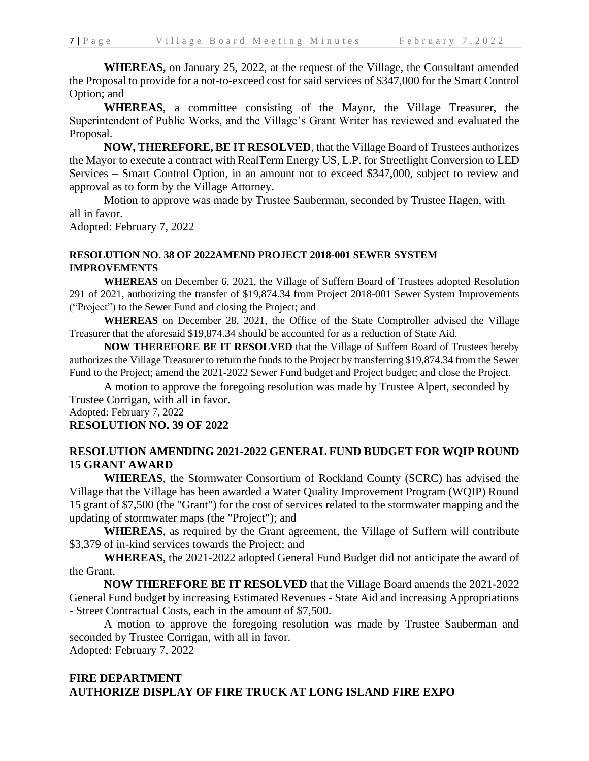**WHEREAS,** on January 25, 2022, at the request of the Village, the Consultant amended the Proposal to provide for a not-to-exceed cost for said services of $347,000 for the Smart Control Option; and

**WHEREAS**, a committee consisting of the Mayor, the Village Treasurer, the Superintendent of Public Works, and the Village's Grant Writer has reviewed and evaluated the Proposal.

**NOW, THEREFORE, BE IT RESOLVED**, that the Village Board of Trustees authorizes the Mayor to execute a contract with RealTerm Energy US, L.P. for Streetlight Conversion to LED Services – Smart Control Option, in an amount not to exceed $347,000, subject to review and approval as to form by the Village Attorney.

Motion to approve was made by Trustee Sauberman, seconded by Trustee Hagen, with all in favor.

Adopted: February 7, 2022

**RESOLUTION NO. 38 OF 2022AMEND PROJECT 2018-001 SEWER SYSTEM IMPROVEMENTS**

**WHEREAS** on December 6, 2021, the Village of Suffern Board of Trustees adopted Resolution 291 of 2021, authorizing the transfer of $19,874.34 from Project 2018-001 Sewer System Improvements ("Project") to the Sewer Fund and closing the Project; and

**WHEREAS** on December 28, 2021, the Office of the State Comptroller advised the Village Treasurer that the aforesaid $19,874.34 should be accounted for as a reduction of State Aid.

**NOW THEREFORE BE IT RESOLVED** that the Village of Suffern Board of Trustees hereby authorizes the Village Treasurer to return the funds to the Project by transferring $19,874.34 from the Sewer Fund to the Project; amend the 2021-2022 Sewer Fund budget and Project budget; and close the Project.

A motion to approve the foregoing resolution was made by Trustee Alpert, seconded by Trustee Corrigan, with all in favor.

Adopted: February 7, 2022

**RESOLUTION NO. 39 OF 2022**

**RESOLUTION AMENDING 2021-2022 GENERAL FUND BUDGET FOR WQIP ROUND 15 GRANT AWARD**

**WHEREAS**, the Stormwater Consortium of Rockland County (SCRC) has advised the Village that the Village has been awarded a Water Quality Improvement Program (WQIP) Round 15 grant of $7,500 (the "Grant") for the cost of services related to the stormwater mapping and the updating of stormwater maps (the "Project"); and

**WHEREAS**, as required by the Grant agreement, the Village of Suffern will contribute $3,379 of in-kind services towards the Project; and

**WHEREAS**, the 2021-2022 adopted General Fund Budget did not anticipate the award of the Grant.

**NOW THEREFORE BE IT RESOLVED** that the Village Board amends the 2021-2022 General Fund budget by increasing Estimated Revenues - State Aid and increasing Appropriations - Street Contractual Costs, each in the amount of $7,500.

A motion to approve the foregoing resolution was made by Trustee Sauberman and seconded by Trustee Corrigan, with all in favor.

Adopted: February 7, 2022

**FIRE DEPARTMENT**

**AUTHORIZE DISPLAY OF FIRE TRUCK AT LONG ISLAND FIRE EXPO**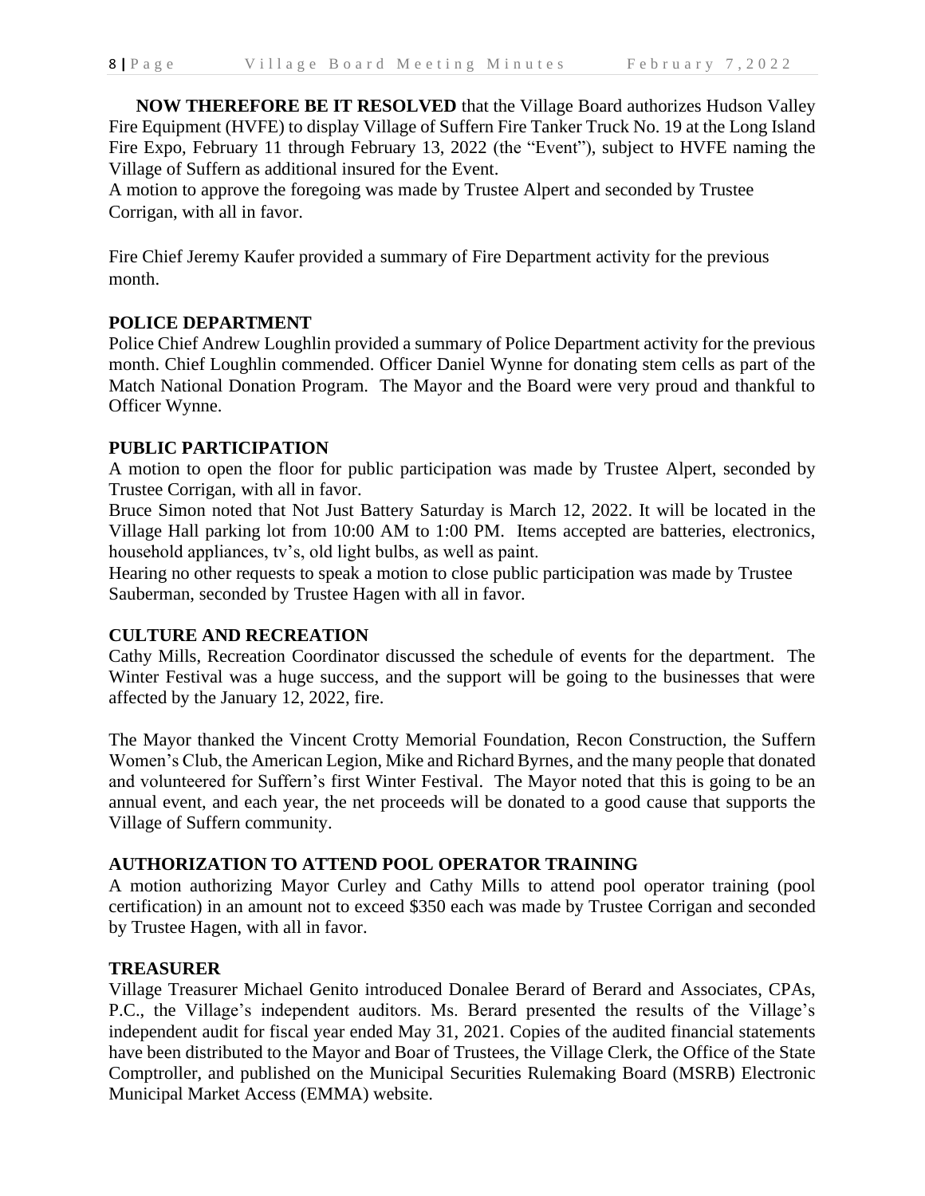**NOW THEREFORE BE IT RESOLVED** that the Village Board authorizes Hudson Valley Fire Equipment (HVFE) to display Village of Suffern Fire Tanker Truck No. 19 at the Long Island Fire Expo, February 11 through February 13, 2022 (the "Event"), subject to HVFE naming the Village of Suffern as additional insured for the Event.
A motion to approve the foregoing was made by Trustee Alpert and seconded by Trustee Corrigan, with all in favor.

Fire Chief Jeremy Kaufer provided a summary of Fire Department activity for the previous month.

**POLICE DEPARTMENT**
Police Chief Andrew Loughlin provided a summary of Police Department activity for the previous month. Chief Loughlin commended. Officer Daniel Wynne for donating stem cells as part of the Match National Donation Program. The Mayor and the Board were very proud and thankful to Officer Wynne.

**PUBLIC PARTICIPATION**
A motion to open the floor for public participation was made by Trustee Alpert, seconded by Trustee Corrigan, with all in favor.
Bruce Simon noted that Not Just Battery Saturday is March 12, 2022. It will be located in the Village Hall parking lot from 10:00 AM to 1:00 PM. Items accepted are batteries, electronics, household appliances, tv's, old light bulbs, as well as paint.
Hearing no other requests to speak a motion to close public participation was made by Trustee Sauberman, seconded by Trustee Hagen with all in favor.

**CULTURE AND RECREATION**
Cathy Mills, Recreation Coordinator discussed the schedule of events for the department. The Winter Festival was a huge success, and the support will be going to the businesses that were affected by the January 12, 2022, fire.

The Mayor thanked the Vincent Crotty Memorial Foundation, Recon Construction, the Suffern Women's Club, the American Legion, Mike and Richard Byrnes, and the many people that donated and volunteered for Suffern's first Winter Festival. The Mayor noted that this is going to be an annual event, and each year, the net proceeds will be donated to a good cause that supports the Village of Suffern community.

**AUTHORIZATION TO ATTEND POOL OPERATOR TRAINING**
A motion authorizing Mayor Curley and Cathy Mills to attend pool operator training (pool certification) in an amount not to exceed $350 each was made by Trustee Corrigan and seconded by Trustee Hagen, with all in favor.

**TREASURER**
Village Treasurer Michael Genito introduced Donalee Berard of Berard and Associates, CPAs, P.C., the Village's independent auditors. Ms. Berard presented the results of the Village's independent audit for fiscal year ended May 31, 2021. Copies of the audited financial statements have been distributed to the Mayor and Boar of Trustees, the Village Clerk, the Office of the State Comptroller, and published on the Municipal Securities Rulemaking Board (MSRB) Electronic Municipal Market Access (EMMA) website.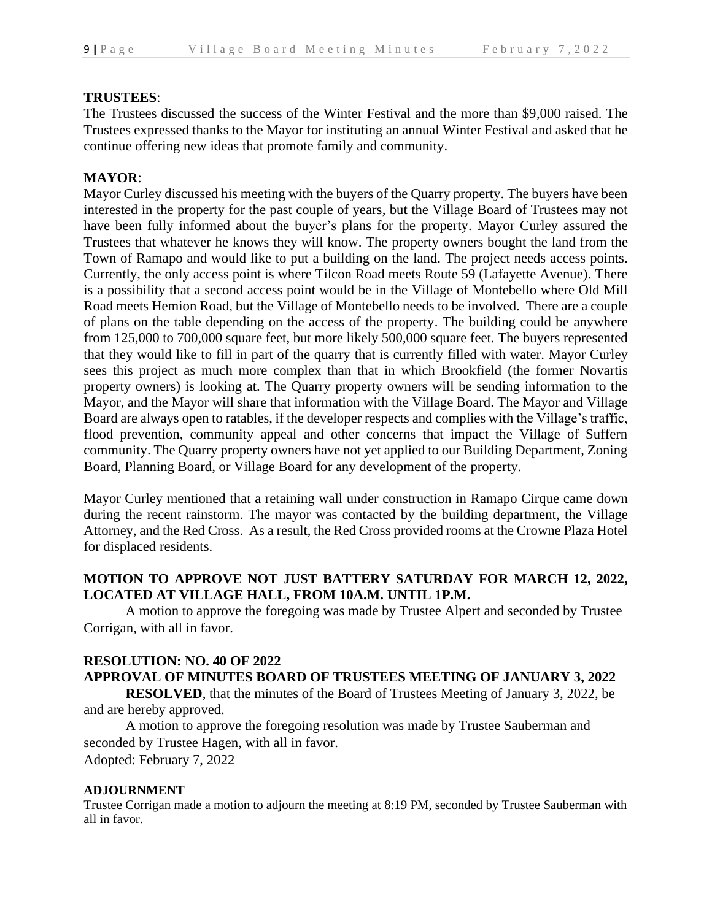**TRUSTEES**:

The Trustees discussed the success of the Winter Festival and the more than $9,000 raised. The Trustees expressed thanks to the Mayor for instituting an annual Winter Festival and asked that he continue offering new ideas that promote family and community.

**MAYOR**:

Mayor Curley discussed his meeting with the buyers of the Quarry property. The buyers have been interested in the property for the past couple of years, but the Village Board of Trustees may not have been fully informed about the buyer's plans for the property. Mayor Curley assured the Trustees that whatever he knows they will know. The property owners bought the land from the Town of Ramapo and would like to put a building on the land. The project needs access points. Currently, the only access point is where Tilcon Road meets Route 59 (Lafayette Avenue). There is a possibility that a second access point would be in the Village of Montebello where Old Mill Road meets Hemion Road, but the Village of Montebello needs to be involved. There are a couple of plans on the table depending on the access of the property. The building could be anywhere from 125,000 to 700,000 square feet, but more likely 500,000 square feet. The buyers represented that they would like to fill in part of the quarry that is currently filled with water. Mayor Curley sees this project as much more complex than that in which Brookfield (the former Novartis property owners) is looking at. The Quarry property owners will be sending information to the Mayor, and the Mayor will share that information with the Village Board. The Mayor and Village Board are always open to ratables, if the developer respects and complies with the Village's traffic, flood prevention, community appeal and other concerns that impact the Village of Suffern community. The Quarry property owners have not yet applied to our Building Department, Zoning Board, Planning Board, or Village Board for any development of the property.

Mayor Curley mentioned that a retaining wall under construction in Ramapo Cirque came down during the recent rainstorm. The mayor was contacted by the building department, the Village Attorney, and the Red Cross. As a result, the Red Cross provided rooms at the Crowne Plaza Hotel for displaced residents.

**MOTION TO APPROVE NOT JUST BATTERY SATURDAY FOR MARCH 12, 2022, LOCATED AT VILLAGE HALL, FROM 10A.M. UNTIL 1P.M.**

A motion to approve the foregoing was made by Trustee Alpert and seconded by Trustee Corrigan, with all in favor.

**RESOLUTION: NO. 40 OF 2022**
**APPROVAL OF MINUTES BOARD OF TRUSTEES MEETING OF JANUARY 3, 2022**

**RESOLVED**, that the minutes of the Board of Trustees Meeting of January 3, 2022, be and are hereby approved.

A motion to approve the foregoing resolution was made by Trustee Sauberman and seconded by Trustee Hagen, with all in favor.

Adopted: February 7, 2022

**ADJOURNMENT**

Trustee Corrigan made a motion to adjourn the meeting at 8:19 PM, seconded by Trustee Sauberman with all in favor.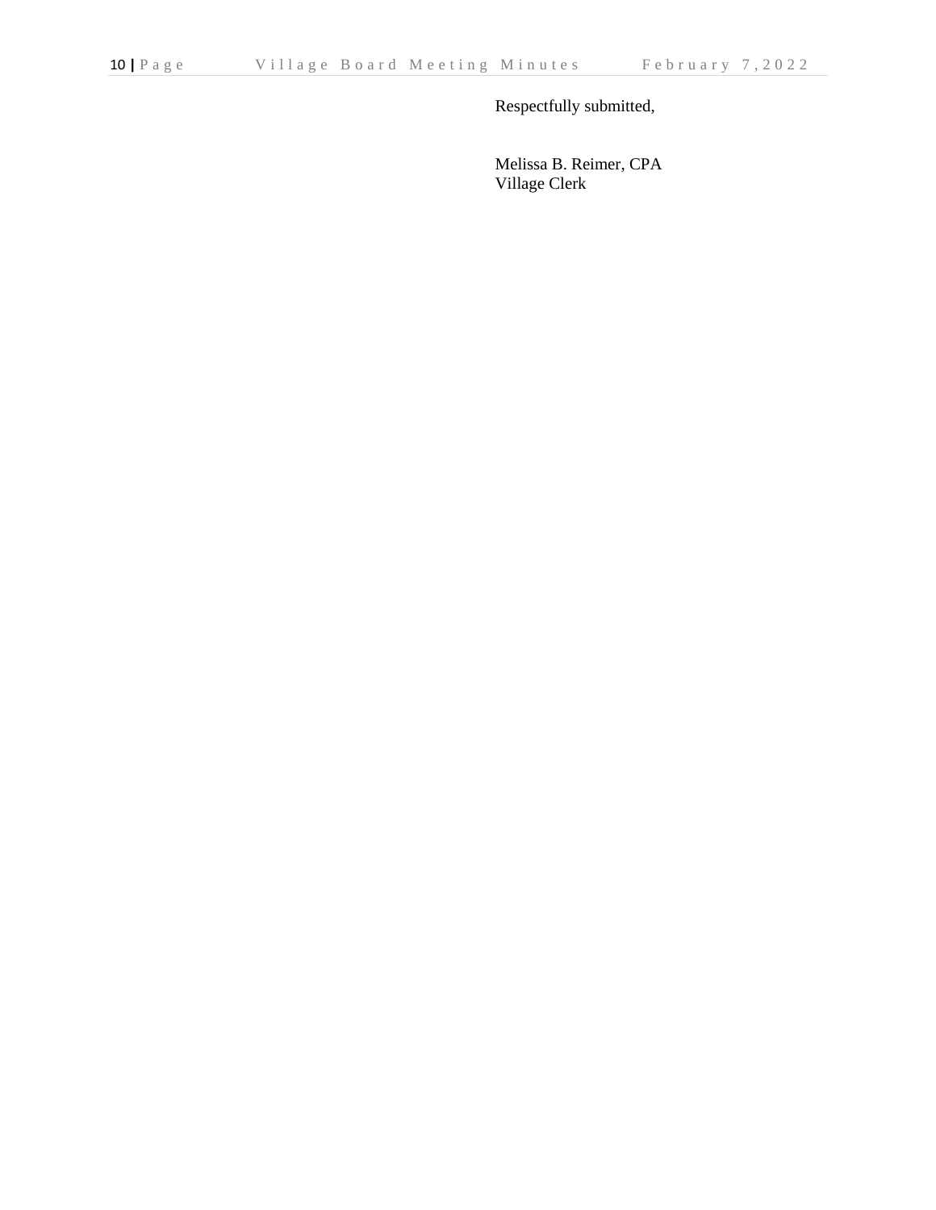Respectfully submitted,

Melissa B. Reimer, CPA
Village Clerk